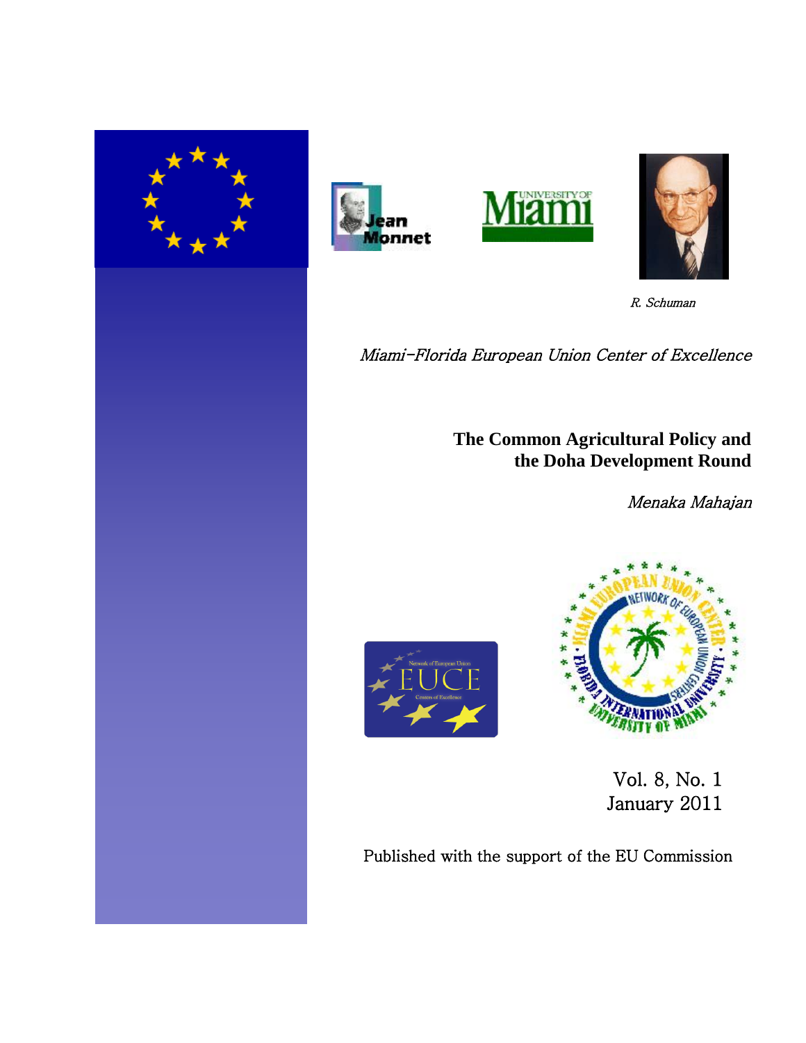R. Schuman

*Miami-Florida European Union Center of Excellence*

# The Common Agricultural Policy and the Doha Development Round

*Menaka Mahajan*

Vol. 8, No. 1
January 2011

Published with the support of the EU Commission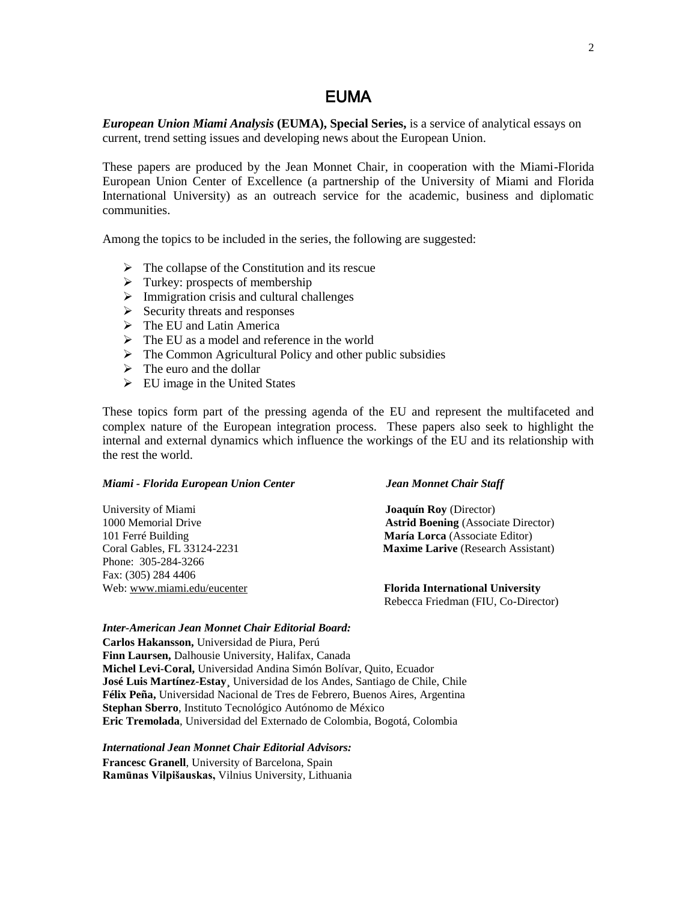# EUMA

***European Union Miami Analysis* (EUMA), Special Series,** is a service of analytical essays on current, trend setting issues and developing news about the European Union.

These papers are produced by the Jean Monnet Chair, in cooperation with the Miami-Florida European Union Center of Excellence (a partnership of the University of Miami and Florida International University) as an outreach service for the academic, business and diplomatic communities.

Among the topics to be included in the series, the following are suggested:

- The collapse of the Constitution and its rescue
- Turkey: prospects of membership
- Immigration crisis and cultural challenges
- Security threats and responses
- The EU and Latin America
- The EU as a model and reference in the world
- The Common Agricultural Policy and other public subsidies
- The euro and the dollar
- EU image in the United States

These topics form part of the pressing agenda of the EU and represent the multifaceted and complex nature of the European integration process. These papers also seek to highlight the internal and external dynamics which influence the workings of the EU and its relationship with the rest the world.

***Miami - Florida European Union Center***

University of Miami
1000 Memorial Drive
101 Ferré Building
Coral Gables, FL 33124-2231
Phone: 305-284-3266
Fax: (305) 284 4406
Web: www.miami.edu/eucenter

***Jean Monnet Chair Staff***

**Joaquín Roy** (Director)
**Astrid Boening** (Associate Director)
**María Lorca** (Associate Editor)
**Maxime Larive** (Research Assistant)

**Florida International University**
Rebecca Friedman (FIU, Co-Director)

***Inter-American Jean Monnet Chair Editorial Board:***

**Carlos Hakansson,** Universidad de Piura, Perú
**Finn Laursen,** Dalhousie University, Halifax, Canada
**Michel Levi-Coral,** Universidad Andina Simón Bolívar, Quito, Ecuador
**José Luis Martínez-Estay**¸ Universidad de los Andes, Santiago de Chile, Chile
**Félix Peña,** Universidad Nacional de Tres de Febrero, Buenos Aires, Argentina
**Stephan Sberro**, Instituto Tecnológico Autónomo de México
**Eric Tremolada**, Universidad del Externado de Colombia, Bogotá, Colombia

***International Jean Monnet Chair Editorial Advisors:***

**Francesc Granell**, University of Barcelona, Spain
**Ramūnas Vilpišauskas,** Vilnius University, Lithuania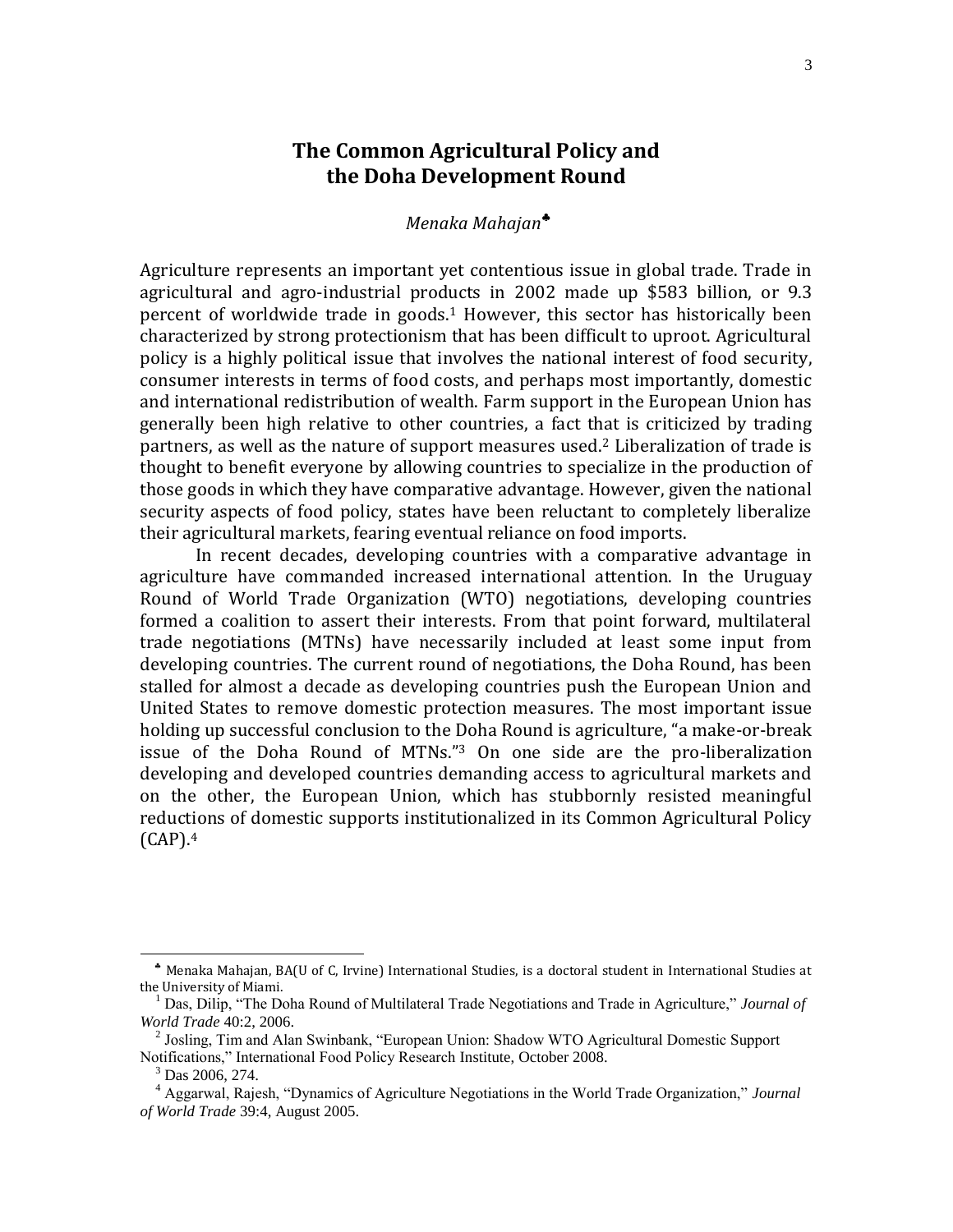# The Common Agricultural Policy and the Doha Development Round

*Menaka Mahajan*[♣]

Agriculture represents an important yet contentious issue in global trade. Trade in agricultural and agro-industrial products in 2002 made up $583 billion, or 9.3 percent of worldwide trade in goods.[1] However, this sector has historically been characterized by strong protectionism that has been difficult to uproot. Agricultural policy is a highly political issue that involves the national interest of food security, consumer interests in terms of food costs, and perhaps most importantly, domestic and international redistribution of wealth. Farm support in the European Union has generally been high relative to other countries, a fact that is criticized by trading partners, as well as the nature of support measures used.[2] Liberalization of trade is thought to benefit everyone by allowing countries to specialize in the production of those goods in which they have comparative advantage. However, given the national security aspects of food policy, states have been reluctant to completely liberalize their agricultural markets, fearing eventual reliance on food imports.

In recent decades, developing countries with a comparative advantage in agriculture have commanded increased international attention. In the Uruguay Round of World Trade Organization (WTO) negotiations, developing countries formed a coalition to assert their interests. From that point forward, multilateral trade negotiations (MTNs) have necessarily included at least some input from developing countries. The current round of negotiations, the Doha Round, has been stalled for almost a decade as developing countries push the European Union and United States to remove domestic protection measures. The most important issue holding up successful conclusion to the Doha Round is agriculture, "a make-or-break issue of the Doha Round of MTNs."[3] On one side are the pro-liberalization developing and developed countries demanding access to agricultural markets and on the other, the European Union, which has stubbornly resisted meaningful reductions of domestic supports institutionalized in its Common Agricultural Policy (CAP).[4]

---

[♣] Menaka Mahajan, BA(U of C, Irvine) International Studies, is a doctoral student in International Studies at the University of Miami.

[1] Das, Dilip, "The Doha Round of Multilateral Trade Negotiations and Trade in Agriculture," *Journal of World Trade* 40:2, 2006.

[2] Josling, Tim and Alan Swinbank, "European Union: Shadow WTO Agricultural Domestic Support Notifications," International Food Policy Research Institute, October 2008.

[3] Das 2006, 274.

[4] Aggarwal, Rajesh, "Dynamics of Agriculture Negotiations in the World Trade Organization," *Journal of World Trade* 39:4, August 2005.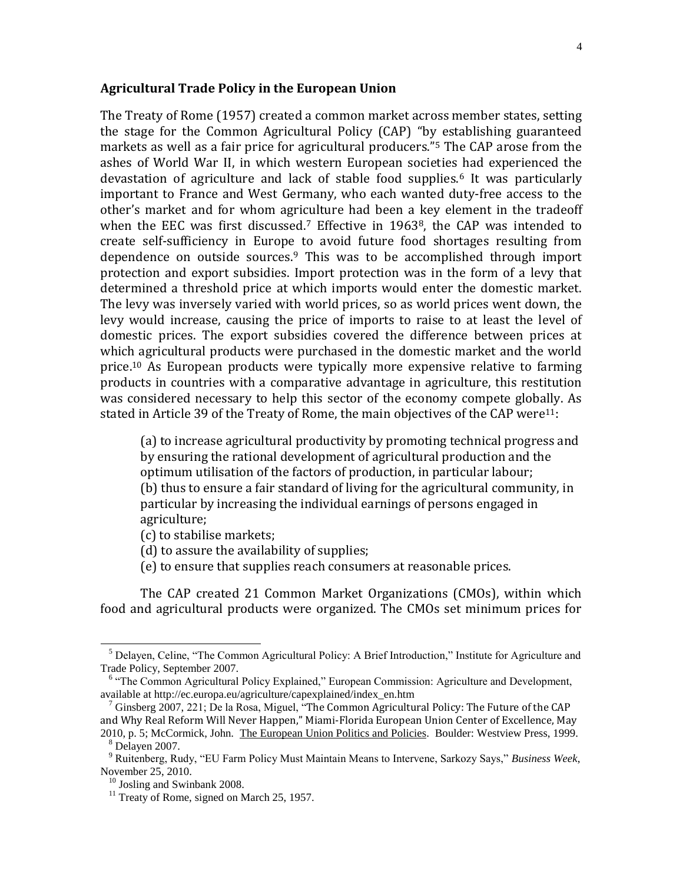## Agricultural Trade Policy in the European Union

The Treaty of Rome (1957) created a common market across member states, setting the stage for the Common Agricultural Policy (CAP) "by establishing guaranteed markets as well as a fair price for agricultural producers."[5] The CAP arose from the ashes of World War II, in which western European societies had experienced the devastation of agriculture and lack of stable food supplies.[6] It was particularly important to France and West Germany, who each wanted duty-free access to the other's market and for whom agriculture had been a key element in the tradeoff when the EEC was first discussed.[7] Effective in 1963[8], the CAP was intended to create self-sufficiency in Europe to avoid future food shortages resulting from dependence on outside sources.[9] This was to be accomplished through import protection and export subsidies. Import protection was in the form of a levy that determined a threshold price at which imports would enter the domestic market. The levy was inversely varied with world prices, so as world prices went down, the levy would increase, causing the price of imports to raise to at least the level of domestic prices. The export subsidies covered the difference between prices at which agricultural products were purchased in the domestic market and the world price.[10] As European products were typically more expensive relative to farming products in countries with a comparative advantage in agriculture, this restitution was considered necessary to help this sector of the economy compete globally. As stated in Article 39 of the Treaty of Rome, the main objectives of the CAP were[11]:

> (a) to increase agricultural productivity by promoting technical progress and by ensuring the rational development of agricultural production and the optimum utilisation of the factors of production, in particular labour;
> (b) thus to ensure a fair standard of living for the agricultural community, in particular by increasing the individual earnings of persons engaged in agriculture;
> (c) to stabilise markets;
> (d) to assure the availability of supplies;
> (e) to ensure that supplies reach consumers at reasonable prices.

The CAP created 21 Common Market Organizations (CMOs), within which food and agricultural products were organized. The CMOs set minimum prices for

---

[5] Delayen, Celine, "The Common Agricultural Policy: A Brief Introduction," Institute for Agriculture and Trade Policy, September 2007.

[6] "The Common Agricultural Policy Explained," European Commission: Agriculture and Development, available at http://ec.europa.eu/agriculture/capexplained/index_en.htm

[7] Ginsberg 2007, 221; De la Rosa, Miguel, "The Common Agricultural Policy: The Future of the CAP and Why Real Reform Will Never Happen," Miami-Florida European Union Center of Excellence, May 2010, p. 5; McCormick, John. The European Union Politics and Policies. Boulder: Westview Press, 1999.

[8] Delayen 2007.

[9] Ruitenberg, Rudy, "EU Farm Policy Must Maintain Means to Intervene, Sarkozy Says," *Business Week*, November 25, 2010.

[10] Josling and Swinbank 2008.

[11] Treaty of Rome, signed on March 25, 1957.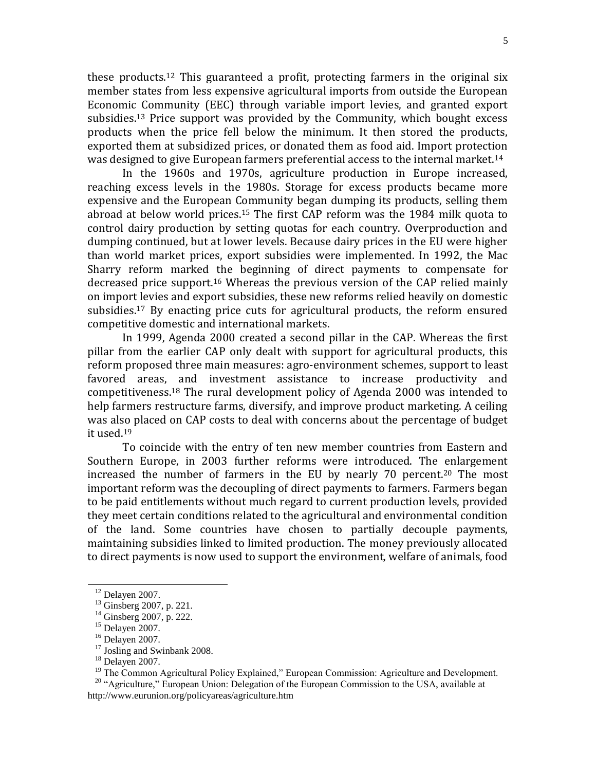these products.[12] This guaranteed a profit, protecting farmers in the original six member states from less expensive agricultural imports from outside the European Economic Community (EEC) through variable import levies, and granted export subsidies.[13] Price support was provided by the Community, which bought excess products when the price fell below the minimum. It then stored the products, exported them at subsidized prices, or donated them as food aid. Import protection was designed to give European farmers preferential access to the internal market.[14]

In the 1960s and 1970s, agriculture production in Europe increased, reaching excess levels in the 1980s. Storage for excess products became more expensive and the European Community began dumping its products, selling them abroad at below world prices.[15] The first CAP reform was the 1984 milk quota to control dairy production by setting quotas for each country. Overproduction and dumping continued, but at lower levels. Because dairy prices in the EU were higher than world market prices, export subsidies were implemented. In 1992, the Mac Sharry reform marked the beginning of direct payments to compensate for decreased price support.[16] Whereas the previous version of the CAP relied mainly on import levies and export subsidies, these new reforms relied heavily on domestic subsidies.[17] By enacting price cuts for agricultural products, the reform ensured competitive domestic and international markets.

In 1999, Agenda 2000 created a second pillar in the CAP. Whereas the first pillar from the earlier CAP only dealt with support for agricultural products, this reform proposed three main measures: agro-environment schemes, support to least favored areas, and investment assistance to increase productivity and competitiveness.[18] The rural development policy of Agenda 2000 was intended to help farmers restructure farms, diversify, and improve product marketing. A ceiling was also placed on CAP costs to deal with concerns about the percentage of budget it used.[19]

To coincide with the entry of ten new member countries from Eastern and Southern Europe, in 2003 further reforms were introduced. The enlargement increased the number of farmers in the EU by nearly 70 percent.[20] The most important reform was the decoupling of direct payments to farmers. Farmers began to be paid entitlements without much regard to current production levels, provided they meet certain conditions related to the agricultural and environmental condition of the land. Some countries have chosen to partially decouple payments, maintaining subsidies linked to limited production. The money previously allocated to direct payments is now used to support the environment, welfare of animals, food

---

[12] Delayen 2007.

[13] Ginsberg 2007, p. 221.

[14] Ginsberg 2007, p. 222.

[15] Delayen 2007.

[16] Delayen 2007.

[17] Josling and Swinbank 2008.

[18] Delayen 2007.

[19] The Common Agricultural Policy Explained," European Commission: Agriculture and Development.

[20] "Agriculture," European Union: Delegation of the European Commission to the USA, available at http://www.eurunion.org/policyareas/agriculture.htm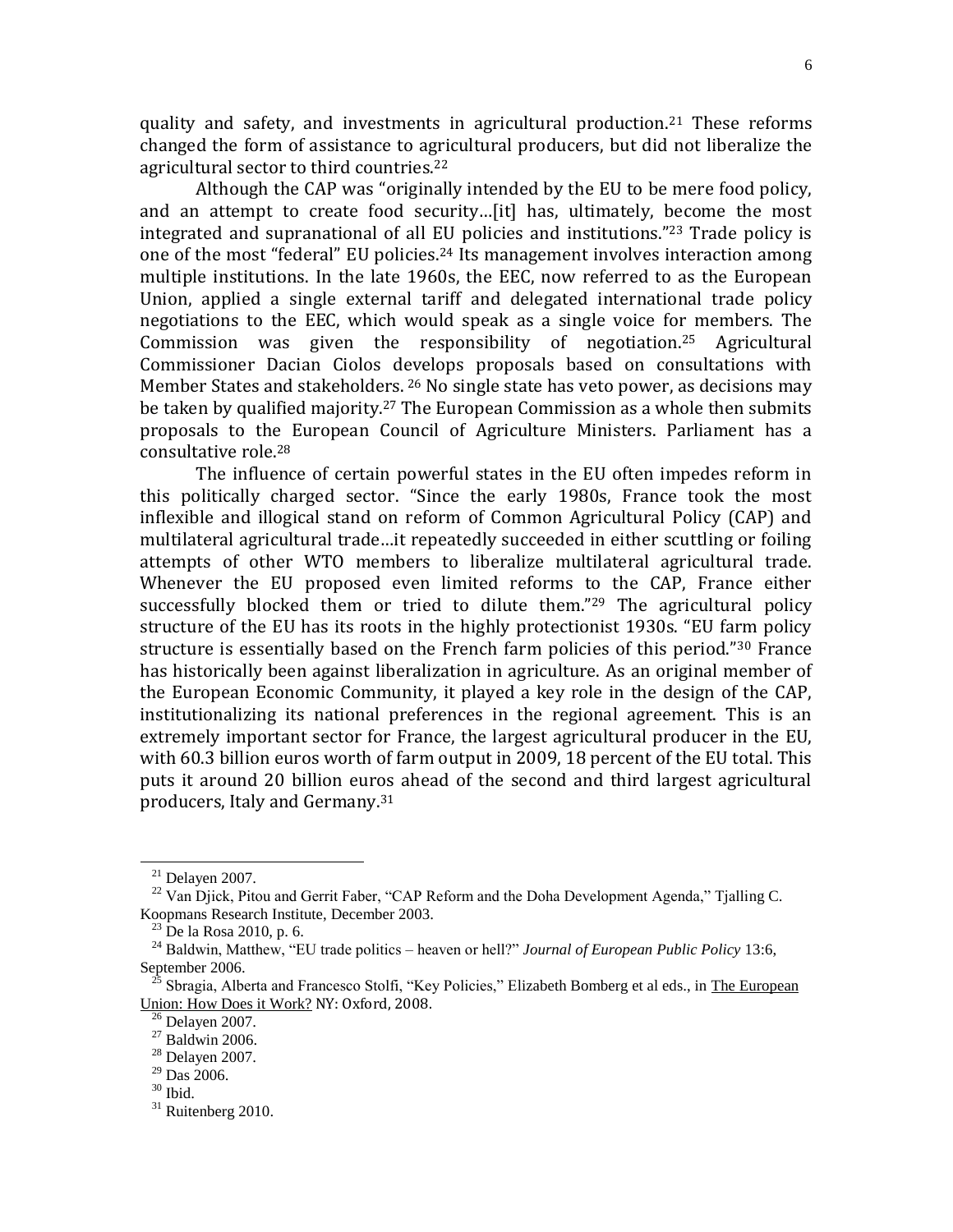quality and safety, and investments in agricultural production.[21] These reforms changed the form of assistance to agricultural producers, but did not liberalize the agricultural sector to third countries.[22]

Although the CAP was "originally intended by the EU to be mere food policy, and an attempt to create food security…[it] has, ultimately, become the most integrated and supranational of all EU policies and institutions."[23] Trade policy is one of the most "federal" EU policies.[24] Its management involves interaction among multiple institutions. In the late 1960s, the EEC, now referred to as the European Union, applied a single external tariff and delegated international trade policy negotiations to the EEC, which would speak as a single voice for members. The Commission was given the responsibility of negotiation.[25] Agricultural Commissioner Dacian Ciolos develops proposals based on consultations with Member States and stakeholders. [26] No single state has veto power, as decisions may be taken by qualified majority.[27] The European Commission as a whole then submits proposals to the European Council of Agriculture Ministers. Parliament has a consultative role.[28]

The influence of certain powerful states in the EU often impedes reform in this politically charged sector. "Since the early 1980s, France took the most inflexible and illogical stand on reform of Common Agricultural Policy (CAP) and multilateral agricultural trade…it repeatedly succeeded in either scuttling or foiling attempts of other WTO members to liberalize multilateral agricultural trade. Whenever the EU proposed even limited reforms to the CAP, France either successfully blocked them or tried to dilute them."[29] The agricultural policy structure of the EU has its roots in the highly protectionist 1930s. "EU farm policy structure is essentially based on the French farm policies of this period."[30] France has historically been against liberalization in agriculture. As an original member of the European Economic Community, it played a key role in the design of the CAP, institutionalizing its national preferences in the regional agreement. This is an extremely important sector for France, the largest agricultural producer in the EU, with 60.3 billion euros worth of farm output in 2009, 18 percent of the EU total. This puts it around 20 billion euros ahead of the second and third largest agricultural producers, Italy and Germany.[31]

---

[21] Delayen 2007.

[22] Van Djick, Pitou and Gerrit Faber, "CAP Reform and the Doha Development Agenda," Tjalling C. Koopmans Research Institute, December 2003.

[23] De la Rosa 2010, p. 6.

[24] Baldwin, Matthew, "EU trade politics – heaven or hell?" *Journal of European Public Policy* 13:6, September 2006.

[25] Sbragia, Alberta and Francesco Stolfi, "Key Policies," Elizabeth Bomberg et al eds., in The European Union: How Does it Work? NY: Oxford, 2008.

[26] Delayen 2007.

[27] Baldwin 2006.

[28] Delayen 2007.

[29] Das 2006.

[30] Ibid.

[31] Ruitenberg 2010.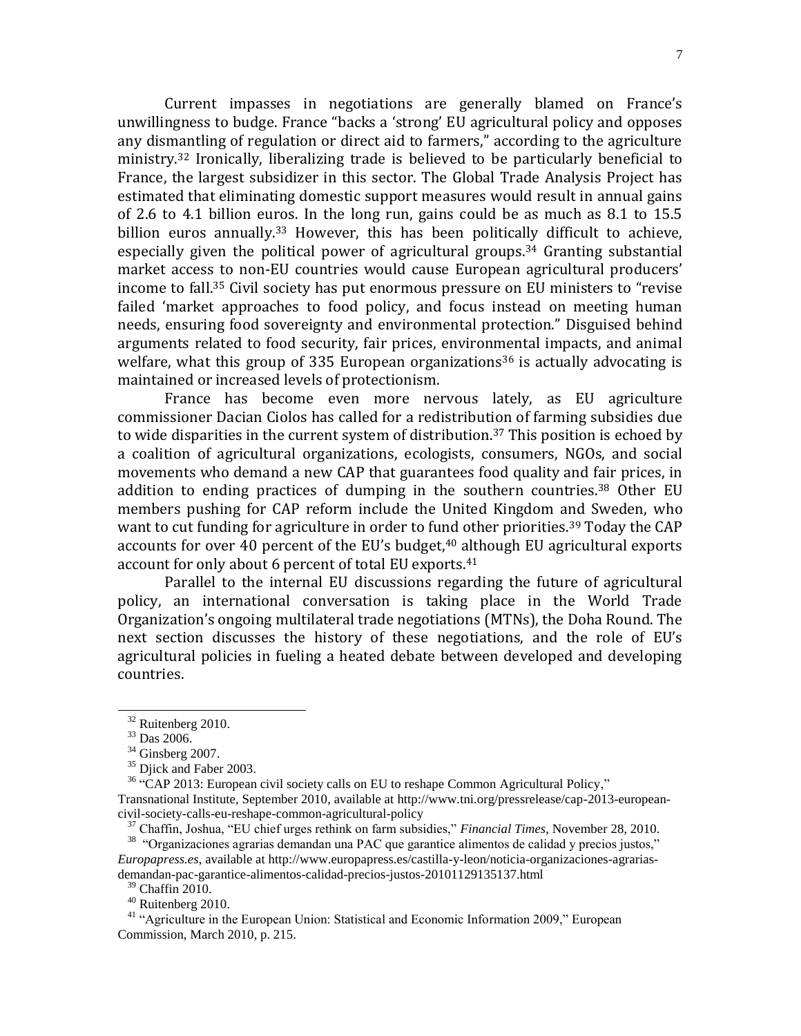Current impasses in negotiations are generally blamed on France's unwillingness to budge. France "backs a 'strong' EU agricultural policy and opposes any dismantling of regulation or direct aid to farmers," according to the agriculture ministry.[32] Ironically, liberalizing trade is believed to be particularly beneficial to France, the largest subsidizer in this sector. The Global Trade Analysis Project has estimated that eliminating domestic support measures would result in annual gains of 2.6 to 4.1 billion euros. In the long run, gains could be as much as 8.1 to 15.5 billion euros annually.[33] However, this has been politically difficult to achieve, especially given the political power of agricultural groups.[34] Granting substantial market access to non-EU countries would cause European agricultural producers' income to fall.[35] Civil society has put enormous pressure on EU ministers to "revise failed 'market approaches to food policy, and focus instead on meeting human needs, ensuring food sovereignty and environmental protection." Disguised behind arguments related to food security, fair prices, environmental impacts, and animal welfare, what this group of 335 European organizations[36] is actually advocating is maintained or increased levels of protectionism.

France has become even more nervous lately, as EU agriculture commissioner Dacian Ciolos has called for a redistribution of farming subsidies due to wide disparities in the current system of distribution.[37] This position is echoed by a coalition of agricultural organizations, ecologists, consumers, NGOs, and social movements who demand a new CAP that guarantees food quality and fair prices, in addition to ending practices of dumping in the southern countries.[38] Other EU members pushing for CAP reform include the United Kingdom and Sweden, who want to cut funding for agriculture in order to fund other priorities.[39] Today the CAP accounts for over 40 percent of the EU's budget,[40] although EU agricultural exports account for only about 6 percent of total EU exports.[41]

Parallel to the internal EU discussions regarding the future of agricultural policy, an international conversation is taking place in the World Trade Organization's ongoing multilateral trade negotiations (MTNs), the Doha Round. The next section discusses the history of these negotiations, and the role of EU's agricultural policies in fueling a heated debate between developed and developing countries.

---

[32] Ruitenberg 2010.

[33] Das 2006.

[34] Ginsberg 2007.

[35] Djick and Faber 2003.

[36] "CAP 2013: European civil society calls on EU to reshape Common Agricultural Policy," Transnational Institute, September 2010, available at http://www.tni.org/pressrelease/cap-2013-european-civil-society-calls-eu-reshape-common-agricultural-policy

[37] Chaffin, Joshua, "EU chief urges rethink on farm subsidies," *Financial Times*, November 28, 2010.

[38] "Organizaciones agrarias demandan una PAC que garantice alimentos de calidad y precios justos," *Europapress.es*, available at http://www.europapress.es/castilla-y-leon/noticia-organizaciones-agrarias-demandan-pac-garantice-alimentos-calidad-precios-justos-20101129135137.html

[39] Chaffin 2010.

[40] Ruitenberg 2010.

[41] "Agriculture in the European Union: Statistical and Economic Information 2009," European Commission, March 2010, p. 215.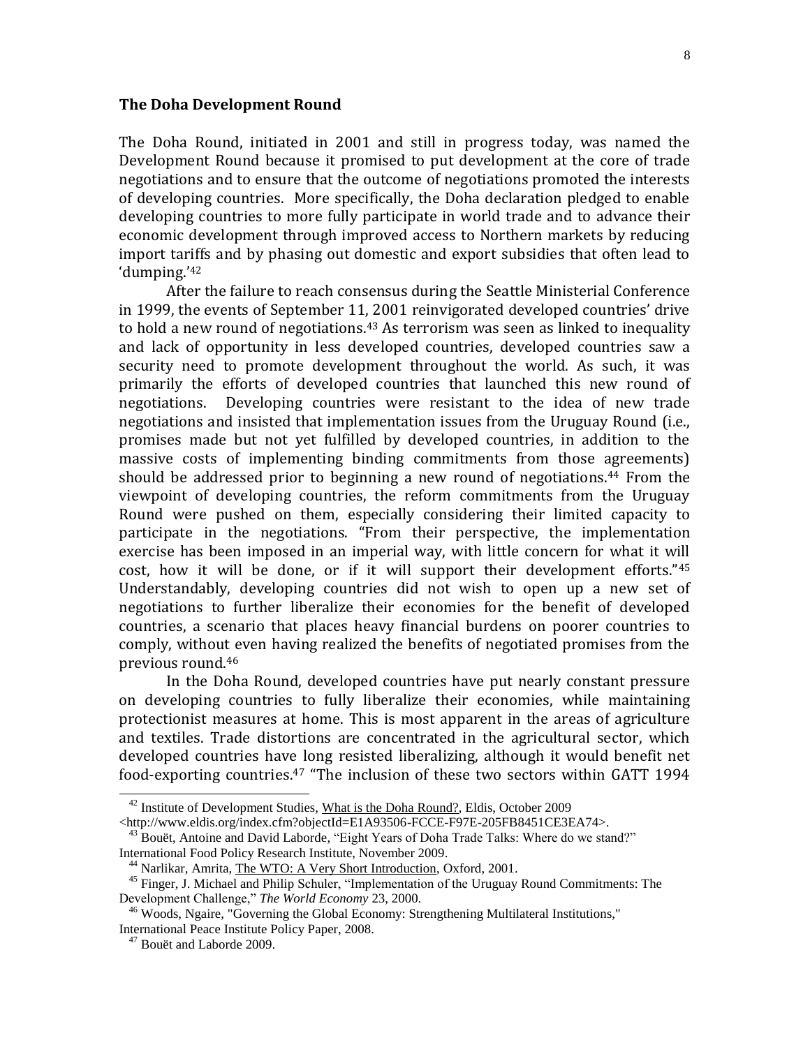### The Doha Development Round

The Doha Round, initiated in 2001 and still in progress today, was named the Development Round because it promised to put development at the core of trade negotiations and to ensure that the outcome of negotiations promoted the interests of developing countries. More specifically, the Doha declaration pledged to enable developing countries to more fully participate in world trade and to advance their economic development through improved access to Northern markets by reducing import tariffs and by phasing out domestic and export subsidies that often lead to 'dumping.'[42]

After the failure to reach consensus during the Seattle Ministerial Conference in 1999, the events of September 11, 2001 reinvigorated developed countries' drive to hold a new round of negotiations.[43] As terrorism was seen as linked to inequality and lack of opportunity in less developed countries, developed countries saw a security need to promote development throughout the world. As such, it was primarily the efforts of developed countries that launched this new round of negotiations. Developing countries were resistant to the idea of new trade negotiations and insisted that implementation issues from the Uruguay Round (i.e., promises made but not yet fulfilled by developed countries, in addition to the massive costs of implementing binding commitments from those agreements) should be addressed prior to beginning a new round of negotiations.[44] From the viewpoint of developing countries, the reform commitments from the Uruguay Round were pushed on them, especially considering their limited capacity to participate in the negotiations. "From their perspective, the implementation exercise has been imposed in an imperial way, with little concern for what it will cost, how it will be done, or if it will support their development efforts."[45] Understandably, developing countries did not wish to open up a new set of negotiations to further liberalize their economies for the benefit of developed countries, a scenario that places heavy financial burdens on poorer countries to comply, without even having realized the benefits of negotiated promises from the previous round.[46]

In the Doha Round, developed countries have put nearly constant pressure on developing countries to fully liberalize their economies, while maintaining protectionist measures at home. This is most apparent in the areas of agriculture and textiles. Trade distortions are concentrated in the agricultural sector, which developed countries have long resisted liberalizing, although it would benefit net food-exporting countries.[47] "The inclusion of these two sectors within GATT 1994

---

[42] Institute of Development Studies, What is the Doha Round?, Eldis, October 2009 <http://www.eldis.org/index.cfm?objectId=E1A93506-FCCE-F97E-205FB8451CE3EA74>.

[43] Bouët, Antoine and David Laborde, "Eight Years of Doha Trade Talks: Where do we stand?" International Food Policy Research Institute, November 2009.

[44] Narlikar, Amrita, The WTO: A Very Short Introduction, Oxford, 2001.

[45] Finger, J. Michael and Philip Schuler, "Implementation of the Uruguay Round Commitments: The Development Challenge," *The World Economy* 23, 2000.

[46] Woods, Ngaire, "Governing the Global Economy: Strengthening Multilateral Institutions," International Peace Institute Policy Paper, 2008.

[47] Bouët and Laborde 2009.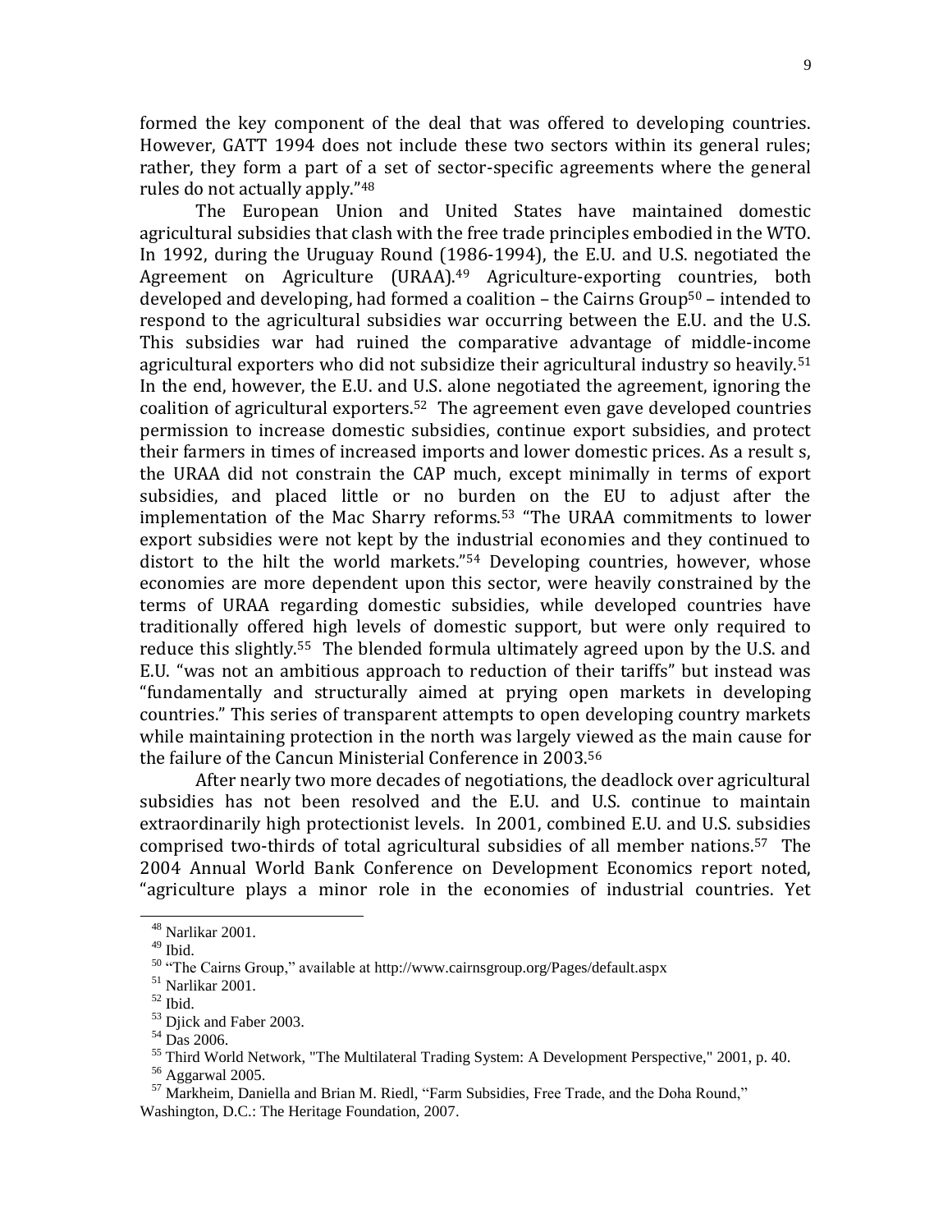formed the key component of the deal that was offered to developing countries. However, GATT 1994 does not include these two sectors within its general rules; rather, they form a part of a set of sector-specific agreements where the general rules do not actually apply."[48]

The European Union and United States have maintained domestic agricultural subsidies that clash with the free trade principles embodied in the WTO. In 1992, during the Uruguay Round (1986-1994), the E.U. and U.S. negotiated the Agreement on Agriculture (URAA).[49] Agriculture-exporting countries, both developed and developing, had formed a coalition – the Cairns Group[50] – intended to respond to the agricultural subsidies war occurring between the E.U. and the U.S. This subsidies war had ruined the comparative advantage of middle-income agricultural exporters who did not subsidize their agricultural industry so heavily.[51] In the end, however, the E.U. and U.S. alone negotiated the agreement, ignoring the coalition of agricultural exporters.[52] The agreement even gave developed countries permission to increase domestic subsidies, continue export subsidies, and protect their farmers in times of increased imports and lower domestic prices. As a result s, the URAA did not constrain the CAP much, except minimally in terms of export subsidies, and placed little or no burden on the EU to adjust after the implementation of the Mac Sharry reforms.[53] "The URAA commitments to lower export subsidies were not kept by the industrial economies and they continued to distort to the hilt the world markets."[54] Developing countries, however, whose economies are more dependent upon this sector, were heavily constrained by the terms of URAA regarding domestic subsidies, while developed countries have traditionally offered high levels of domestic support, but were only required to reduce this slightly.[55] The blended formula ultimately agreed upon by the U.S. and E.U. "was not an ambitious approach to reduction of their tariffs" but instead was "fundamentally and structurally aimed at prying open markets in developing countries." This series of transparent attempts to open developing country markets while maintaining protection in the north was largely viewed as the main cause for the failure of the Cancun Ministerial Conference in 2003.[56]

After nearly two more decades of negotiations, the deadlock over agricultural subsidies has not been resolved and the E.U. and U.S. continue to maintain extraordinarily high protectionist levels. In 2001, combined E.U. and U.S. subsidies comprised two-thirds of total agricultural subsidies of all member nations.[57] The 2004 Annual World Bank Conference on Development Economics report noted, "agriculture plays a minor role in the economies of industrial countries. Yet

---

[48] Narlikar 2001.

[49] Ibid.

[50] "The Cairns Group," available at http://www.cairnsgroup.org/Pages/default.aspx

[51] Narlikar 2001.

[52] Ibid.

[53] Djick and Faber 2003.

[54] Das 2006.

[55] Third World Network, "The Multilateral Trading System: A Development Perspective," 2001, p. 40.

[56] Aggarwal 2005.

[57] Markheim, Daniella and Brian M. Riedl, "Farm Subsidies, Free Trade, and the Doha Round," Washington, D.C.: The Heritage Foundation, 2007.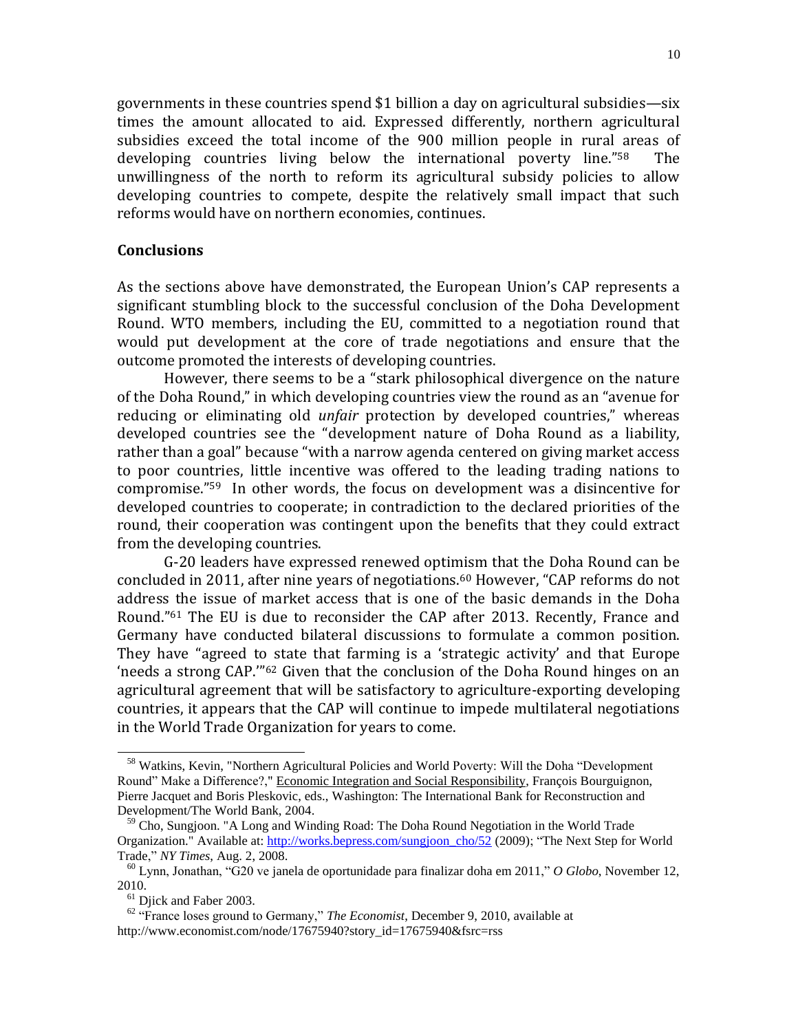governments in these countries spend $1 billion a day on agricultural subsidies—six times the amount allocated to aid. Expressed differently, northern agricultural subsidies exceed the total income of the 900 million people in rural areas of developing countries living below the international poverty line."[58] The unwillingness of the north to reform its agricultural subsidy policies to allow developing countries to compete, despite the relatively small impact that such reforms would have on northern economies, continues.

## Conclusions

As the sections above have demonstrated, the European Union's CAP represents a significant stumbling block to the successful conclusion of the Doha Development Round. WTO members, including the EU, committed to a negotiation round that would put development at the core of trade negotiations and ensure that the outcome promoted the interests of developing countries.

However, there seems to be a "stark philosophical divergence on the nature of the Doha Round," in which developing countries view the round as an "avenue for reducing or eliminating old *unfair* protection by developed countries," whereas developed countries see the "development nature of Doha Round as a liability, rather than a goal" because "with a narrow agenda centered on giving market access to poor countries, little incentive was offered to the leading trading nations to compromise."[59] In other words, the focus on development was a disincentive for developed countries to cooperate; in contradiction to the declared priorities of the round, their cooperation was contingent upon the benefits that they could extract from the developing countries.

G-20 leaders have expressed renewed optimism that the Doha Round can be concluded in 2011, after nine years of negotiations.[60] However, "CAP reforms do not address the issue of market access that is one of the basic demands in the Doha Round."[61] The EU is due to reconsider the CAP after 2013. Recently, France and Germany have conducted bilateral discussions to formulate a common position. They have "agreed to state that farming is a 'strategic activity' and that Europe 'needs a strong CAP.'"[62] Given that the conclusion of the Doha Round hinges on an agricultural agreement that will be satisfactory to agriculture-exporting developing countries, it appears that the CAP will continue to impede multilateral negotiations in the World Trade Organization for years to come.

---

[58] Watkins, Kevin, "Northern Agricultural Policies and World Poverty: Will the Doha "Development Round" Make a Difference?," Economic Integration and Social Responsibility, François Bourguignon, Pierre Jacquet and Boris Pleskovic, eds., Washington: The International Bank for Reconstruction and Development/The World Bank, 2004.

[59] Cho, Sungjoon. "A Long and Winding Road: The Doha Round Negotiation in the World Trade Organization." Available at: http://works.bepress.com/sungjoon_cho/52 (2009); "The Next Step for World Trade," *NY Times*, Aug. 2, 2008.

[60] Lynn, Jonathan, "G20 ve janela de oportunidade para finalizar doha em 2011," *O Globo*, November 12, 2010.

[61] Djick and Faber 2003.

[62] "France loses ground to Germany," *The Economist*, December 9, 2010, available at http://www.economist.com/node/17675940?story_id=17675940&fsrc=rss